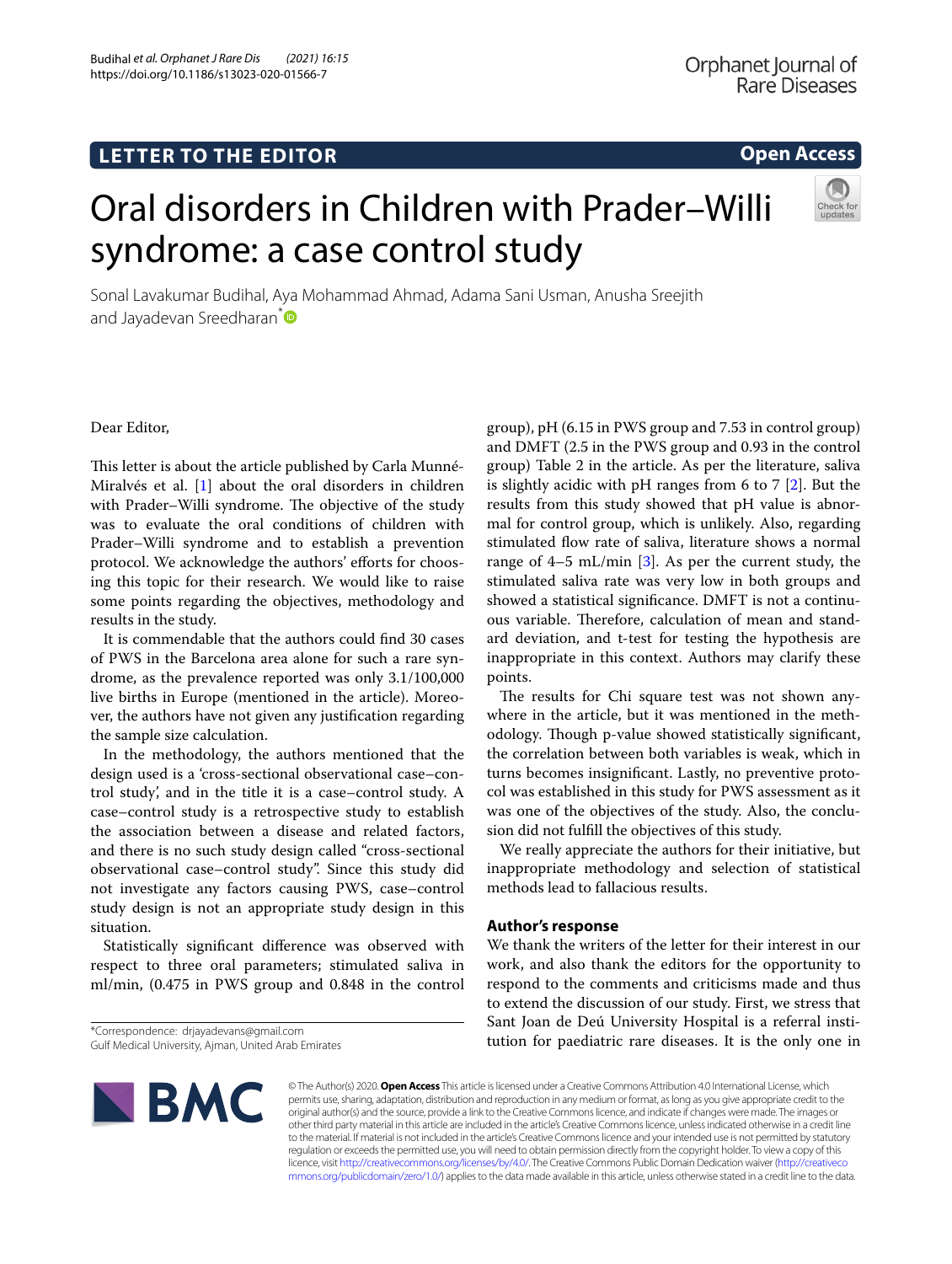LETTER TO THE EDITOR

Open Access

# Oral disorders in Children with Prader–Willi syndrome: a case control study

Sonal Lavakumar Budihal, Aya Mohammad Ahmad, Adama Sani Usman, Anusha Sreejith and Jayadevan Sreedharan*

Dear Editor,

This letter is about the article published by Carla Munné-Miralvés et al. [1] about the oral disorders in children with Prader–Willi syndrome. The objective of the study was to evaluate the oral conditions of children with Prader–Willi syndrome and to establish a prevention protocol. We acknowledge the authors' efforts for choosing this topic for their research. We would like to raise some points regarding the objectives, methodology and results in the study.

It is commendable that the authors could find 30 cases of PWS in the Barcelona area alone for such a rare syndrome, as the prevalence reported was only 3.1/100,000 live births in Europe (mentioned in the article). Moreover, the authors have not given any justification regarding the sample size calculation.

In the methodology, the authors mentioned that the design used is a 'cross-sectional observational case–control study', and in the title it is a case–control study. A case–control study is a retrospective study to establish the association between a disease and related factors, and there is no such study design called "cross-sectional observational case–control study". Since this study did not investigate any factors causing PWS, case–control study design is not an appropriate study design in this situation.

Statistically significant difference was observed with respect to three oral parameters; stimulated saliva in ml/min, (0.475 in PWS group and 0.848 in the control group), pH (6.15 in PWS group and 7.53 in control group) and DMFT (2.5 in the PWS group and 0.93 in the control group) Table 2 in the article. As per the literature, saliva is slightly acidic with pH ranges from 6 to 7 [2]. But the results from this study showed that pH value is abnormal for control group, which is unlikely. Also, regarding stimulated flow rate of saliva, literature shows a normal range of 4–5 mL/min [3]. As per the current study, the stimulated saliva rate was very low in both groups and showed a statistical significance. DMFT is not a continuous variable. Therefore, calculation of mean and standard deviation, and t-test for testing the hypothesis are inappropriate in this context. Authors may clarify these points.

The results for Chi square test was not shown anywhere in the article, but it was mentioned in the methodology. Though p-value showed statistically significant, the correlation between both variables is weak, which in turns becomes insignificant. Lastly, no preventive protocol was established in this study for PWS assessment as it was one of the objectives of the study. Also, the conclusion did not fulfill the objectives of this study.

We really appreciate the authors for their initiative, but inappropriate methodology and selection of statistical methods lead to fallacious results.

## Author's response

We thank the writers of the letter for their interest in our work, and also thank the editors for the opportunity to respond to the comments and criticisms made and thus to extend the discussion of our study. First, we stress that Sant Joan de Deú University Hospital is a referral institution for paediatric rare diseases. It is the only one in

*Correspondence: drjayadevans@gmail.com
Gulf Medical University, Ajman, United Arab Emirates

© The Author(s) 2020. **Open Access** This article is licensed under a Creative Commons Attribution 4.0 International License, which permits use, sharing, adaptation, distribution and reproduction in any medium or format, as long as you give appropriate credit to the original author(s) and the source, provide a link to the Creative Commons licence, and indicate if changes were made. The images or other third party material in this article are included in the article's Creative Commons licence, unless indicated otherwise in a credit line to the material. If material is not included in the article's Creative Commons licence and your intended use is not permitted by statutory regulation or exceeds the permitted use, you will need to obtain permission directly from the copyright holder. To view a copy of this licence, visit http://creativecommons.org/licenses/by/4.0/. The Creative Commons Public Domain Dedication waiver (http://creativecommons.org/publicdomain/zero/1.0/) applies to the data made available in this article, unless otherwise stated in a credit line to the data.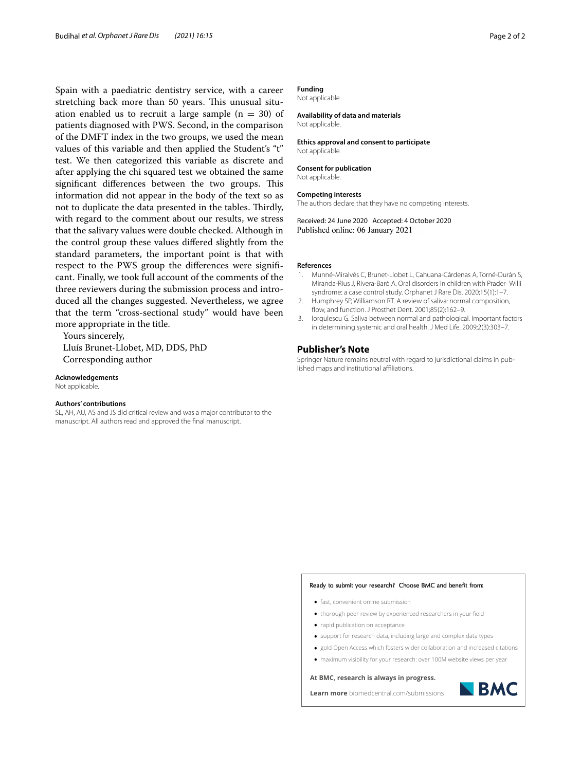Spain with a paediatric dentistry service, with a career stretching back more than 50 years. This unusual situation enabled us to recruit a large sample (n = 30) of patients diagnosed with PWS. Second, in the comparison of the DMFT index in the two groups, we used the mean values of this variable and then applied the Student's "t" test. We then categorized this variable as discrete and after applying the chi squared test we obtained the same significant differences between the two groups. This information did not appear in the body of the text so as not to duplicate the data presented in the tables. Thirdly, with regard to the comment about our results, we stress that the salivary values were double checked. Although in the control group these values differed slightly from the standard parameters, the important point is that with respect to the PWS group the differences were significant. Finally, we took full account of the comments of the three reviewers during the submission process and introduced all the changes suggested. Nevertheless, we agree that the term "cross-sectional study" would have been more appropriate in the title.

Yours sincerely,

Lluís Brunet-Llobet, MD, DDS, PhD

Corresponding author

**Acknowledgements**

Not applicable.

**Authors' contributions**

SL, AH, AU, AS and JS did critical review and was a major contributor to the manuscript. All authors read and approved the final manuscript.

**Funding**

Not applicable.

**Availability of data and materials**

Not applicable.

**Ethics approval and consent to participate**

Not applicable.

**Consent for publication**

Not applicable.

**Competing interests**

The authors declare that they have no competing interests.

Received: 24 June 2020 Accepted: 4 October 2020

Published online: 06 January 2021

**References**

1. Munné-Miralvés C, Brunet-Llobet L, Cahuana-Cárdenas A, Torné-Durán S, Miranda-Rius J, Rivera-Baró A. Oral disorders in children with Prader–Willi syndrome: a case control study. Orphanet J Rare Dis. 2020;15(1):1–7.
2. Humphrey SP, Williamson RT. A review of saliva: normal composition, flow, and function. J Prosthet Dent. 2001;85(2):162–9.
3. Iorgulescu G. Saliva between normal and pathological. Important factors in determining systemic and oral health. J Med Life. 2009;2(3):303–7.

## Publisher's Note

Springer Nature remains neutral with regard to jurisdictional claims in published maps and institutional affiliations.

Ready to submit your research? Choose BMC and benefit from:

- fast, convenient online submission
- thorough peer review by experienced researchers in your field
- rapid publication on acceptance
- support for research data, including large and complex data types
- gold Open Access which fosters wider collaboration and increased citations
- maximum visibility for your research: over 100M website views per year

**At BMC, research is always in progress.**

**Learn more** biomedcentral.com/submissions